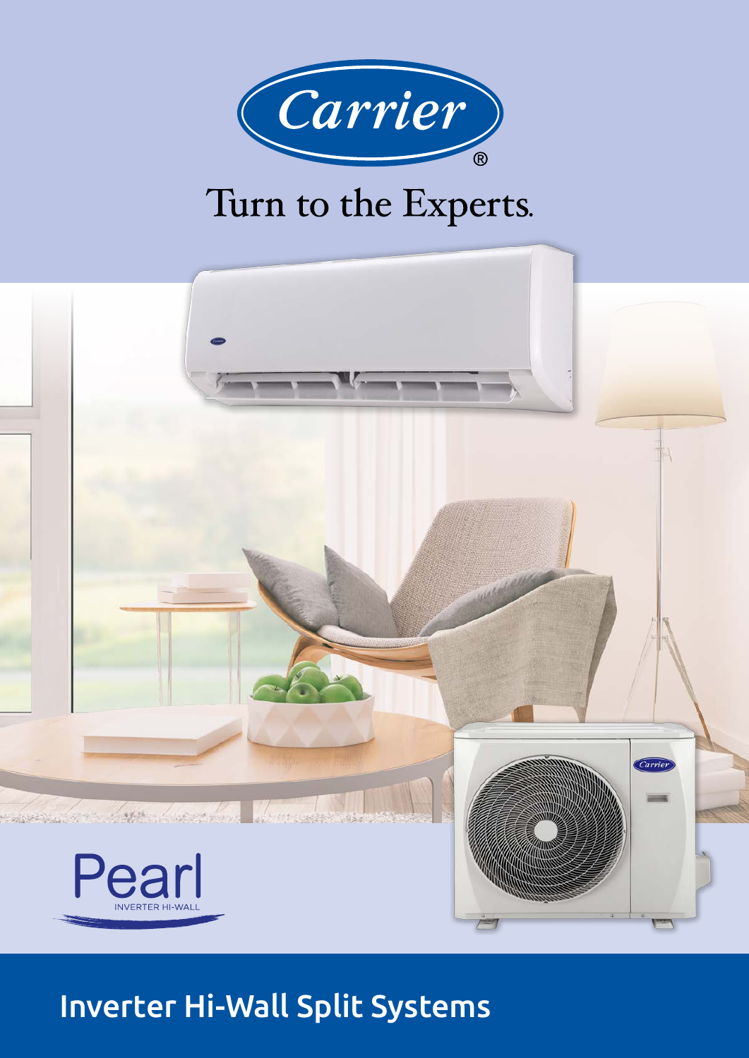Carrier®

Turn to the Experts.

Pearl

INVERTER HI-WALL

# Inverter Hi-Wall Split Systems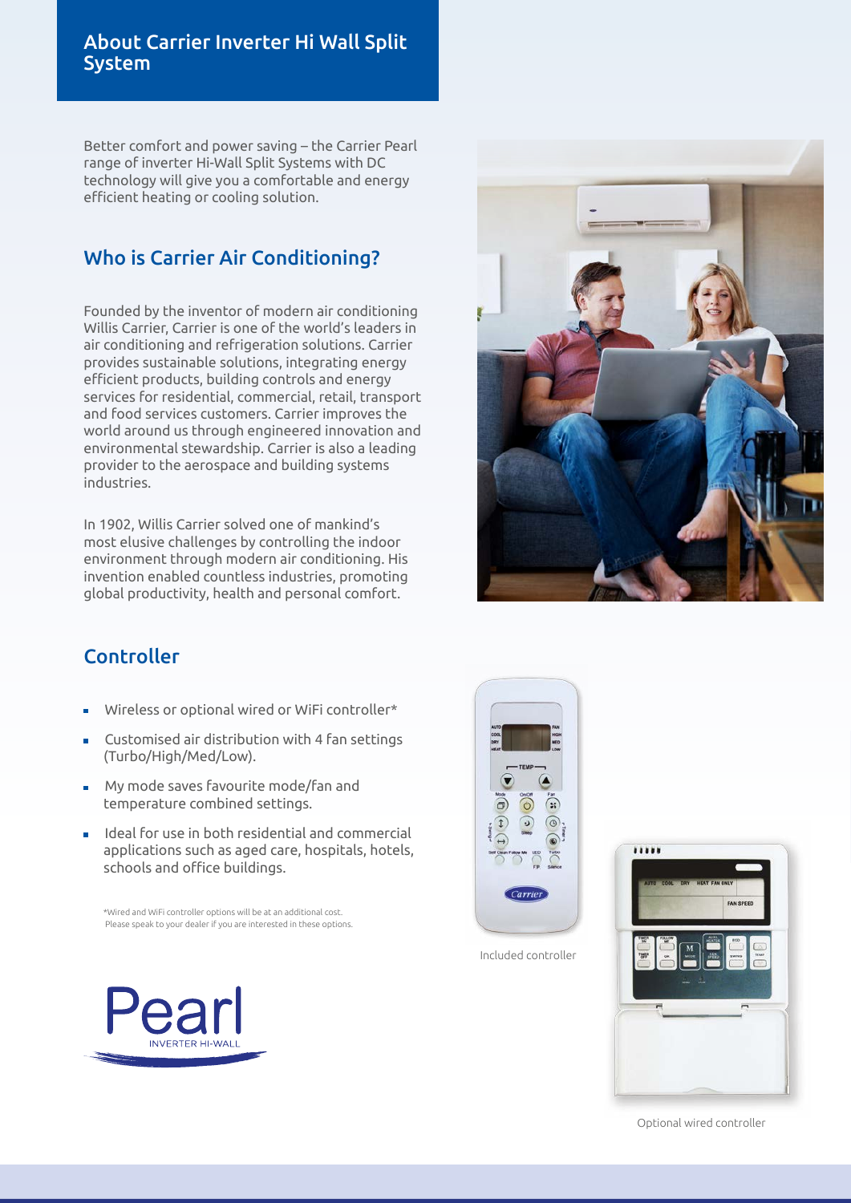## About Carrier Inverter Hi Wall Split System

Better comfort and power saving – the Carrier Pearl range of inverter Hi-Wall Split Systems with DC technology will give you a comfortable and energy efficient heating or cooling solution.

## Who is Carrier Air Conditioning?

Founded by the inventor of modern air conditioning Willis Carrier, Carrier is one of the world's leaders in air conditioning and refrigeration solutions. Carrier provides sustainable solutions, integrating energy efficient products, building controls and energy services for residential, commercial, retail, transport and food services customers. Carrier improves the world around us through engineered innovation and environmental stewardship. Carrier is also a leading provider to the aerospace and building systems industries.

In 1902, Willis Carrier solved one of mankind's most elusive challenges by controlling the indoor environment through modern air conditioning. His invention enabled countless industries, promoting global productivity, health and personal comfort.

## Controller

- Wireless or optional wired or WiFi controller*
- Customised air distribution with 4 fan settings (Turbo/High/Med/Low).
- My mode saves favourite mode/fan and temperature combined settings.
- Ideal for use in both residential and commercial applications such as aged care, hospitals, hotels, schools and office buildings.

*Wired and WiFi controller options will be at an additional cost. Please speak to your dealer if you are interested in these options.

Included controller

Optional wired controller

Pearl INVERTER HI-WALL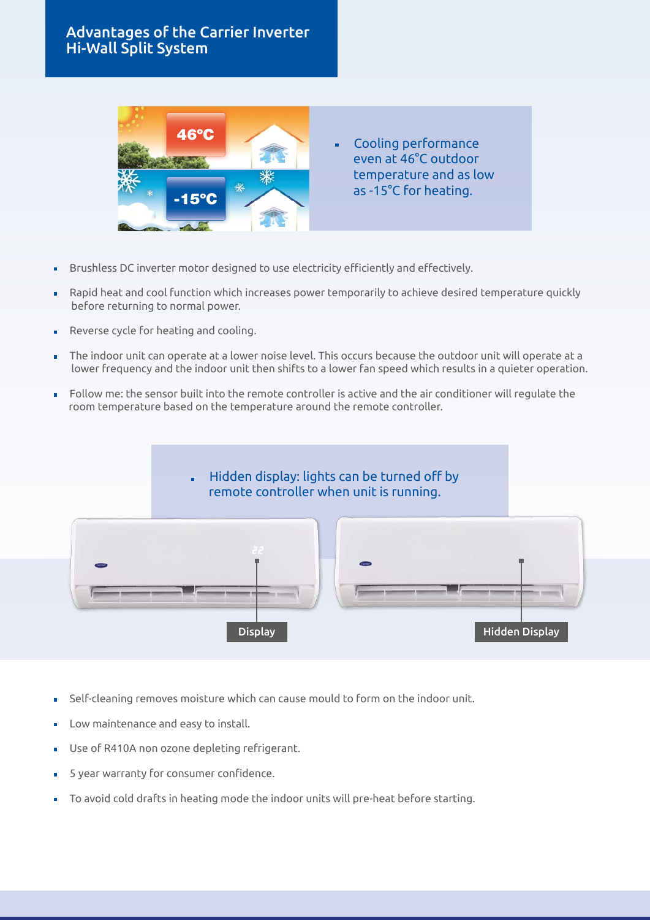## Advantages of the Carrier Inverter Hi-Wall Split System

- Cooling performance even at 46°C outdoor temperature and as low as -15°C for heating.

- Brushless DC inverter motor designed to use electricity efficiently and effectively.
- Rapid heat and cool function which increases power temporarily to achieve desired temperature quickly before returning to normal power.
- Reverse cycle for heating and cooling.
- The indoor unit can operate at a lower noise level. This occurs because the outdoor unit will operate at a lower frequency and the indoor unit then shifts to a lower fan speed which results in a quieter operation.
- Follow me: the sensor built into the remote controller is active and the air conditioner will regulate the room temperature based on the temperature around the remote controller.

- Hidden display: lights can be turned off by remote controller when unit is running.

Display

Hidden Display

- Self-cleaning removes moisture which can cause mould to form on the indoor unit.
- Low maintenance and easy to install.
- Use of R410A non ozone depleting refrigerant.
- 5 year warranty for consumer confidence.
- To avoid cold drafts in heating mode the indoor units will pre-heat before starting.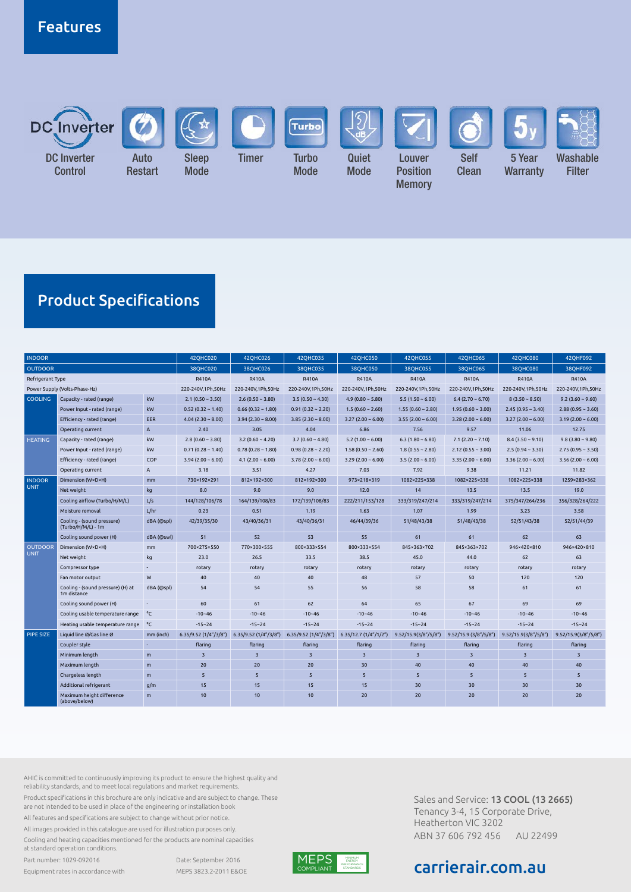## Features

- DC Inverter Control
- Auto Restart
- Sleep Mode
- Timer
- Turbo Mode
- Quiet Mode
- Louver Position Memory
- Self Clean
- 5 Year Warranty
- Washable Filter

## Product Specifications

| INDOOR | | | 42QHC020 | 42QHC026 | 42QHC035 | 42QHC050 | 42QHC055 | 42QHC065 | 42QHC080 | 42QHF092 |
|---|---|---|---|---|---|---|---|---|---|---|
| OUTDOOR | | | 38QHC020 | 38QHC026 | 38QHC035 | 38QHC050 | 38QHC055 | 38QHC065 | 38QHC080 | 38QHF092 |
| Refrigerant Type | | | R410A | R410A | R410A | R410A | R410A | R410A | R410A | R410A |
| Power Supply (Volts-Phase-Hz) | | | 220-240V,1Ph,50Hz | 220-240V,1Ph,50Hz | 220-240V,1Ph,50Hz | 220-240V,1Ph,50Hz | 220-240V,1Ph,50Hz | 220-240V,1Ph,50Hz | 220-240V,1Ph,50Hz | 220-240V,1Ph,50Hz |
| COOLING | Capacity - rated (range) | kW | 2.1 (0.50 ~ 3.50) | 2.6 (0.50 ~ 3.80) | 3.5 (0.50 ~ 4.30) | 4.9 (0.80 ~ 5.80) | 5.5 (1.50 ~ 6.00) | 6.4 (2.70 ~ 6.70) | 8 (3.50 ~ 8.50) | 9.2 (3.60 ~ 9.60) |
| | Power Input - rated (range) | kW | 0.52 (0.32 ~ 1.40) | 0.66 (0.32 ~ 1.80) | 0.91 (0.32 ~ 2.20) | 1.5 (0.60 ~ 2.60) | 1.55 (0.60 ~ 2.80) | 1.95 (0.60 ~ 3.00) | 2.45 (0.95 ~ 3.40) | 2.88 (0.95 ~ 3.60) |
| | Efficiency - rated (range) | EER | 4.04 (2.30 ~ 8.00) | 3.94 (2.30 ~ 8.00) | 3.85 (2.30 ~ 8.00) | 3.27 (2.00 ~ 6.00) | 3.55 (2.00 ~ 6.00) | 3.28 (2.00 ~ 6.00) | 3.27 (2.00 ~ 6.00) | 3.19 (2.00 ~ 6.00) |
| | Operating current | A | 2.40 | 3.05 | 4.04 | 6.86 | 7.56 | 9.57 | 11.06 | 12.75 |
| HEATING | Capacity - rated (range) | kW | 2.8 (0.60 ~ 3.80) | 3.2 (0.60 ~ 4.20) | 3.7 (0.60 ~ 4.80) | 5.2 (1.00 ~ 6.00) | 6.3 (1.80 ~ 6.80) | 7.1 (2.20 ~ 7.10) | 8.4 (3.50 ~ 9.10) | 9.8 (3.80 ~ 9.80) |
| | Power Input - rated (range) | kW | 0.71 (0.28 ~ 1.40) | 0.78 (0.28 ~ 1.80) | 0.98 (0.28 ~ 2.20) | 1.58 (0.50 ~ 2.60) | 1.8 (0.55 ~ 2.80) | 2.12 (0.55 ~ 3.00) | 2.5 (0.94 ~ 3.30) | 2.75 (0.95 ~ 3.50) |
| | Efficiency - rated (range) | COP | 3.94 (2.00 ~ 6.00) | 4.1 (2.00 ~ 6.00) | 3.78 (2.00 ~ 6.00) | 3.29 (2.00 ~ 6.00) | 3.5 (2.00 ~ 6.00) | 3.35 (2.00 ~ 6.00) | 3.36 (2.00 ~ 6.00) | 3.56 (2.00 ~ 6.00) |
| | Operating current | A | 3.18 | 3.51 | 4.27 | 7.03 | 7.92 | 9.38 | 11.21 | 11.82 |
| INDOOR UNIT | Dimension (W×D×H) | mm | 730×192×291 | 812×192×300 | 812×192×300 | 973×218×319 | 1082×225×338 | 1082×225×338 | 1082×225×338 | 1259×283×362 |
| | Net weight | kg | 8.0 | 9.0 | 9.0 | 12.0 | 14 | 13.5 | 13.5 | 19.0 |
| | Cooling airflow (Turbo/H/M/L) | L/s | 144/128/106/78 | 164/139/108/83 | 172/139/108/83 | 222/211/153/128 | 333/319/247/214 | 333/319/247/214 | 375/347/264/236 | 356/328/264/222 |
| | Moisture removal | L/hr | 0.23 | 0.51 | 1.19 | 1.63 | 1.07 | 1.99 | 3.23 | 3.58 |
| | Cooling - (sound pressure) (Turbo/H/M/L) - 1m | dBA (@spl) | 42/39/35/30 | 43/40/36/31 | 43/40/36/31 | 46/44/39/36 | 51/48/43/38 | 51/48/43/38 | 52/51/43/38 | 52/51/44/39 |
| | Cooling sound power (H) | dBA (@swl) | 51 | 52 | 53 | 55 | 61 | 61 | 62 | 63 |
| OUTDOOR UNIT | Dimension (W×D×H) | mm | 700×275×550 | 770×300×555 | 800×333×554 | 800×333×554 | 845×363×702 | 845×363×702 | 946×420×810 | 946×420×810 |
| | Net weight | kg | 23.0 | 26.5 | 33.5 | 38.5 | 45.0 | 44.0 | 62 | 63 |
| | Compressor type | - | rotary | rotary | rotary | rotary | rotary | rotary | rotary | rotary |
| | Fan motor output | W | 40 | 40 | 40 | 48 | 57 | 50 | 120 | 120 |
| | Cooling - (sound pressure) (H) at 1m distance | dBA (@spl) | 54 | 54 | 55 | 56 | 58 | 58 | 61 | 61 |
| | Cooling sound power (H) | - | 60 | 61 | 62 | 64 | 65 | 67 | 69 | 69 |
| | Cooling usable temperature range | °C | -10~46 | -10~46 | -10~46 | -10~46 | -10~46 | -10~46 | -10~46 | -10~46 |
| | Heating usable temperature range | °C | -15~24 | -15~24 | -15~24 | -15~24 | -15~24 | -15~24 | -15~24 | -15~24 |
| PIPE SIZE | Liquid line Ø/Gas line Ø | mm (inch) | 6.35/9.52 (1/4"/3/8") | 6.35/9.52 (1/4"/3/8") | 6.35/9.52 (1/4"/3/8") | 6.35/12.7 (1/4"/1/2") | 9.52/15.9(3/8"/5/8") | 9.52/15.9 (3/8"/5/8") | 9.52/15.9(3/8"/5/8") | 9.52/15.9(3/8"/5/8") |
| | Coupler style | - | flaring | flaring | flaring | flaring | flaring | flaring | flaring | flaring |
| | Minimum length | m | 3 | 3 | 3 | 3 | 3 | 3 | 3 | 3 |
| | Maximum length | m | 20 | 20 | 20 | 30 | 40 | 40 | 40 | 40 |
| | Chargeless length | m | 5 | 5 | 5 | 5 | 5 | 5 | 5 | 5 |
| | Additional refrigerant | g/m | 15 | 15 | 15 | 15 | 30 | 30 | 30 | 30 |
| | Maximum height difference (above/below) | m | 10 | 10 | 10 | 20 | 20 | 20 | 20 | 20 |

AHIC is committed to continuously improving its product to ensure the highest quality and reliability standards, and to meet local regulations and market requirements.

Product specifications in this brochure are only indicative and are subject to change. These are not intended to be used in place of the engineering or installation book

All features and specifications are subject to change without prior notice.

All images provided in this catalogue are used for illustration purposes only.

Cooling and heating capacities mentioned for the products are nominal capacities at standard operation conditions.

Part number: 1029-092016

Date: September 2016

Equipment rates in accordance with MEPS 3823.2-2011 E&OE

MEPS COMPLIANT — MINIMUM ENERGY PERFORMANCE STANDARDS

Sales and Service: **13 COOL (13 2665)**
Tenancy 3-4, 15 Corporate Drive,
Heatherton VIC 3202
ABN 37 606 792 456 AU 22499

**carrierair.com.au**